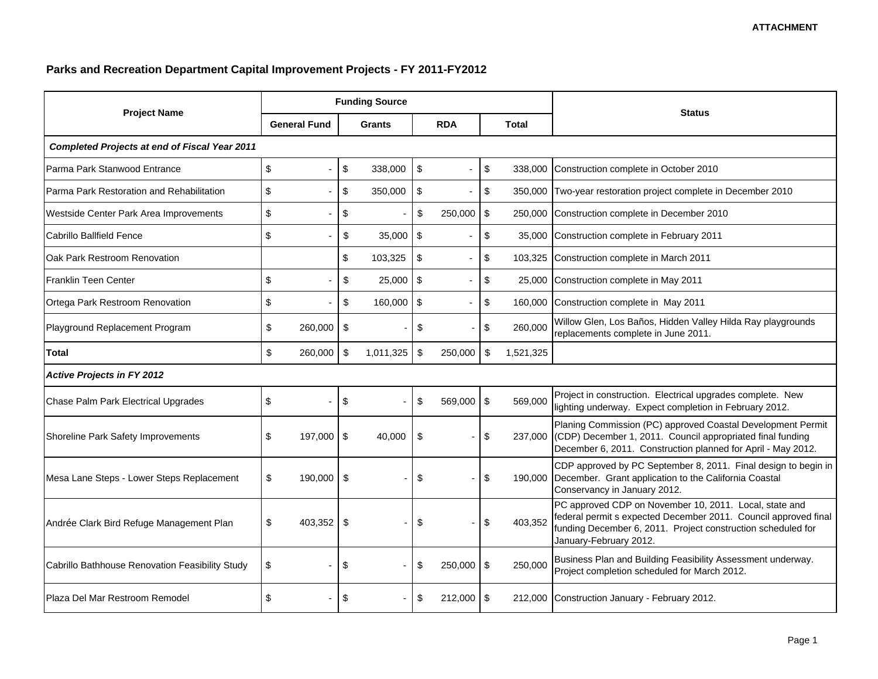**ATTACHMENT**

## Parks and Recreation Department Capital Improvement Projects - FY 2011-FY2012

| Project Name | Funding Source | | | | Status |
|---|---|---|---|---|---|
| | General Fund | Grants | RDA | Total | |
| ***Completed Projects at end of Fiscal Year 2011*** | | | | | |
| Parma Park Stanwood Entrance | $ - | $ 338,000 | $ - | $ 338,000 | Construction complete in October 2010 |
| Parma Park Restoration and Rehabilitation | $ - | $ 350,000 | $ - | $ 350,000 | Two-year restoration project complete in December 2010 |
| Westside Center Park Area Improvements | $ - | $ - | $ 250,000 | $ 250,000 | Construction complete in December 2010 |
| Cabrillo Ballfield Fence | $ - | $ 35,000 | $ - | $ 35,000 | Construction complete in February 2011 |
| Oak Park Restroom Renovation | | $ 103,325 | $ - | $ 103,325 | Construction complete in March 2011 |
| Franklin Teen Center | $ - | $ 25,000 | $ - | $ 25,000 | Construction complete in May 2011 |
| Ortega Park Restroom Renovation | $ - | $ 160,000 | $ - | $ 160,000 | Construction complete in May 2011 |
| Playground Replacement Program | $ 260,000 | $ - | $ - | $ 260,000 | Willow Glen, Los Baños, Hidden Valley Hilda Ray playgrounds replacements complete in June 2011. |
| **Total** | $ 260,000 | $ 1,011,325 | $ 250,000 | $ 1,521,325 | |
| ***Active Projects in FY 2012*** | | | | | |
| Chase Palm Park Electrical Upgrades | $ - | $ - | $ 569,000 | $ 569,000 | Project in construction. Electrical upgrades complete. New lighting underway. Expect completion in February 2012. |
| Shoreline Park Safety Improvements | $ 197,000 | $ 40,000 | $ - | $ 237,000 | Planing Commission (PC) approved Coastal Development Permit (CDP) December 1, 2011. Council appropriated final funding December 6, 2011. Construction planned for April - May 2012. |
| Mesa Lane Steps - Lower Steps Replacement | $ 190,000 | $ - | $ - | $ 190,000 | CDP approved by PC September 8, 2011. Final design to begin in December. Grant application to the California Coastal Conservancy in January 2012. |
| Andrée Clark Bird Refuge Management Plan | $ 403,352 | $ - | $ - | $ 403,352 | PC approved CDP on November 10, 2011. Local, state and federal permit s expected December 2011. Council approved final funding December 6, 2011. Project construction scheduled for January-February 2012. |
| Cabrillo Bathhouse Renovation Feasibility Study | $ - | $ - | $ 250,000 | $ 250,000 | Business Plan and Building Feasibility Assessment underway. Project completion scheduled for March 2012. |
| Plaza Del Mar Restroom Remodel | $ - | $ - | $ 212,000 | $ 212,000 | Construction January - February 2012. |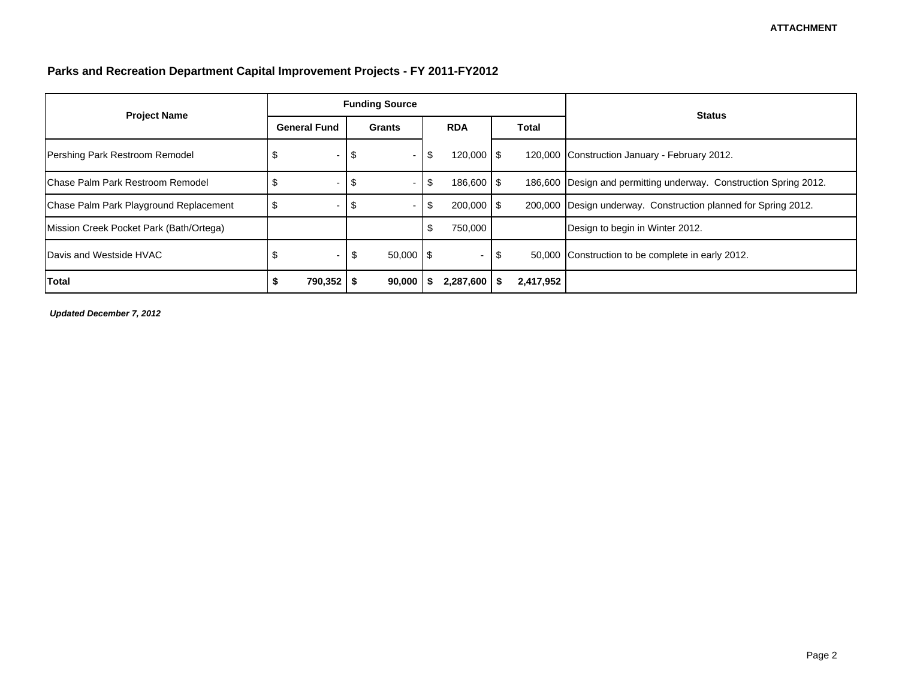ATTACHMENT

## Parks and Recreation Department Capital Improvement Projects - FY 2011-FY2012

| Project Name | Funding Source | | | | Status |
|---|---|---|---|---|---|
| | General Fund | Grants | RDA | Total | |
| Pershing Park Restroom Remodel | $ - | $ - | $ 120,000 | $ 120,000 | Construction January - February 2012. |
| Chase Palm Park Restroom Remodel | $ - | $ - | $ 186,600 | $ 186,600 | Design and permitting underway. Construction Spring 2012. |
| Chase Palm Park Playground Replacement | $ - | $ - | $ 200,000 | $ 200,000 | Design underway. Construction planned for Spring 2012. |
| Mission Creek Pocket Park (Bath/Ortega) | | | $ 750,000 | | Design to begin in Winter 2012. |
| Davis and Westside HVAC | $ - | $ 50,000 | $ - | $ 50,000 | Construction to be complete in early 2012. |
| **Total** | **$ 790,352** | **$ 90,000** | **$ 2,287,600** | **$ 2,417,952** | |

***Updated December 7, 2012***